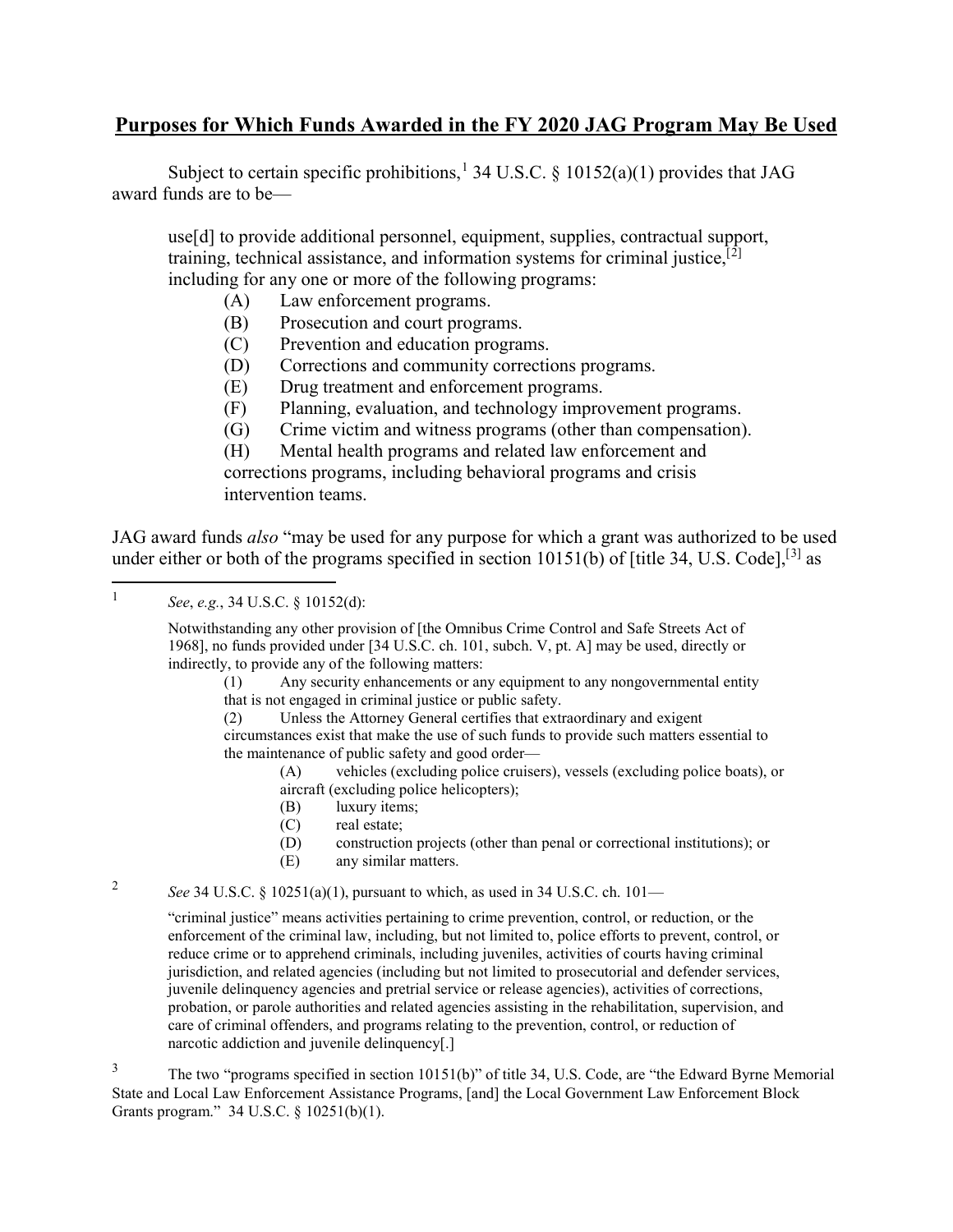# **Purposes for Which Funds Awarded in the FY 2020 JAG Program May Be Used**

Subject to certain specific prohibitions,[1] 34 U.S.C. § 10152(a)(1) provides that JAG award funds are to be—

> use[d] to provide additional personnel, equipment, supplies, contractual support, training, technical assistance, and information systems for criminal justice,[2] including for any one or more of the following programs:
>
> (A) Law enforcement programs.
> (B) Prosecution and court programs.
> (C) Prevention and education programs.
> (D) Corrections and community corrections programs.
> (E) Drug treatment and enforcement programs.
> (F) Planning, evaluation, and technology improvement programs.
> (G) Crime victim and witness programs (other than compensation).
> (H) Mental health programs and related law enforcement and corrections programs, including behavioral programs and crisis intervention teams.

JAG award funds *also* "may be used for any purpose for which a grant was authorized to be used under either or both of the programs specified in section 10151(b) of [title 34, U.S. Code],[3] as

---

[1] *See*, *e.g.*, 34 U.S.C. § 10152(d):

> Notwithstanding any other provision of [the Omnibus Crime Control and Safe Streets Act of 1968], no funds provided under [34 U.S.C. ch. 101, subch. V, pt. A] may be used, directly or indirectly, to provide any of the following matters:
>
> (1) Any security enhancements or any equipment to any nongovernmental entity that is not engaged in criminal justice or public safety.
>
> (2) Unless the Attorney General certifies that extraordinary and exigent circumstances exist that make the use of such funds to provide such matters essential to the maintenance of public safety and good order—
>
> (A) vehicles (excluding police cruisers), vessels (excluding police boats), or aircraft (excluding police helicopters);
> (B) luxury items;
> (C) real estate;
> (D) construction projects (other than penal or correctional institutions); or
> (E) any similar matters.

[2] *See* 34 U.S.C. § 10251(a)(1), pursuant to which, as used in 34 U.S.C. ch. 101—

> "criminal justice" means activities pertaining to crime prevention, control, or reduction, or the enforcement of the criminal law, including, but not limited to, police efforts to prevent, control, or reduce crime or to apprehend criminals, including juveniles, activities of courts having criminal jurisdiction, and related agencies (including but not limited to prosecutorial and defender services, juvenile delinquency agencies and pretrial service or release agencies), activities of corrections, probation, or parole authorities and related agencies assisting in the rehabilitation, supervision, and care of criminal offenders, and programs relating to the prevention, control, or reduction of narcotic addiction and juvenile delinquency[.]

[3] The two "programs specified in section 10151(b)" of title 34, U.S. Code, are "the Edward Byrne Memorial State and Local Law Enforcement Assistance Programs, [and] the Local Government Law Enforcement Block Grants program." 34 U.S.C. § 10251(b)(1).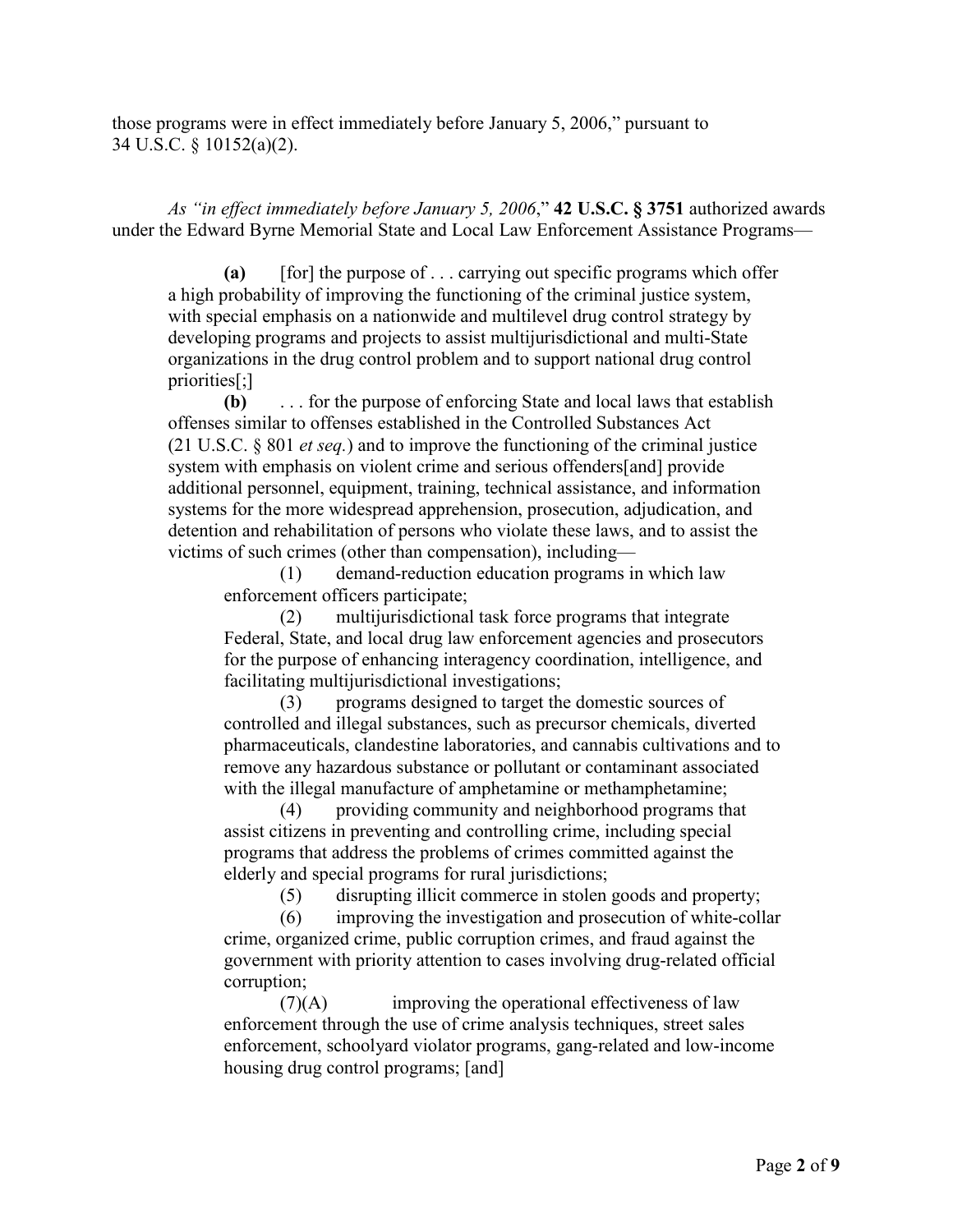those programs were in effect immediately before January 5, 2006," pursuant to 34 U.S.C. § 10152(a)(2).

*As "in effect immediately before January 5, 2006*," **42 U.S.C. § 3751** authorized awards under the Edward Byrne Memorial State and Local Law Enforcement Assistance Programs—

> **(a)** [for] the purpose of . . . carrying out specific programs which offer a high probability of improving the functioning of the criminal justice system, with special emphasis on a nationwide and multilevel drug control strategy by developing programs and projects to assist multijurisdictional and multi-State organizations in the drug control problem and to support national drug control priorities[;]
>
> **(b)** . . . for the purpose of enforcing State and local laws that establish offenses similar to offenses established in the Controlled Substances Act (21 U.S.C. § 801 *et seq.*) and to improve the functioning of the criminal justice system with emphasis on violent crime and serious offenders[and] provide additional personnel, equipment, training, technical assistance, and information systems for the more widespread apprehension, prosecution, adjudication, and detention and rehabilitation of persons who violate these laws, and to assist the victims of such crimes (other than compensation), including—
>
> (1) demand-reduction education programs in which law enforcement officers participate;
>
> (2) multijurisdictional task force programs that integrate Federal, State, and local drug law enforcement agencies and prosecutors for the purpose of enhancing interagency coordination, intelligence, and facilitating multijurisdictional investigations;
>
> (3) programs designed to target the domestic sources of controlled and illegal substances, such as precursor chemicals, diverted pharmaceuticals, clandestine laboratories, and cannabis cultivations and to remove any hazardous substance or pollutant or contaminant associated with the illegal manufacture of amphetamine or methamphetamine;
>
> (4) providing community and neighborhood programs that assist citizens in preventing and controlling crime, including special programs that address the problems of crimes committed against the elderly and special programs for rural jurisdictions;
>
> (5) disrupting illicit commerce in stolen goods and property;
>
> (6) improving the investigation and prosecution of white-collar crime, organized crime, public corruption crimes, and fraud against the government with priority attention to cases involving drug-related official corruption;
>
> (7)(A) improving the operational effectiveness of law enforcement through the use of crime analysis techniques, street sales enforcement, schoolyard violator programs, gang-related and low-income housing drug control programs; [and]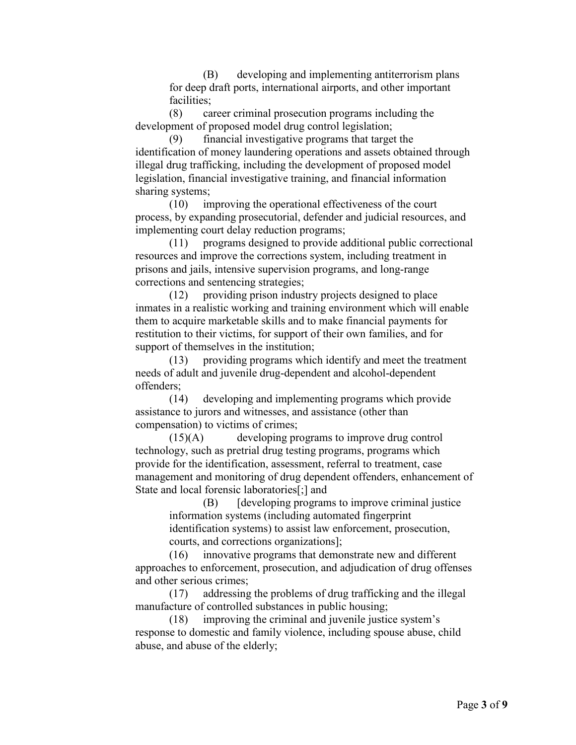(B) developing and implementing antiterrorism plans for deep draft ports, international airports, and other important facilities;

(8) career criminal prosecution programs including the development of proposed model drug control legislation;

(9) financial investigative programs that target the identification of money laundering operations and assets obtained through illegal drug trafficking, including the development of proposed model legislation, financial investigative training, and financial information sharing systems;

(10) improving the operational effectiveness of the court process, by expanding prosecutorial, defender and judicial resources, and implementing court delay reduction programs;

(11) programs designed to provide additional public correctional resources and improve the corrections system, including treatment in prisons and jails, intensive supervision programs, and long-range corrections and sentencing strategies;

(12) providing prison industry projects designed to place inmates in a realistic working and training environment which will enable them to acquire marketable skills and to make financial payments for restitution to their victims, for support of their own families, and for support of themselves in the institution;

(13) providing programs which identify and meet the treatment needs of adult and juvenile drug-dependent and alcohol-dependent offenders;

(14) developing and implementing programs which provide assistance to jurors and witnesses, and assistance (other than compensation) to victims of crimes;

(15)(A) developing programs to improve drug control technology, such as pretrial drug testing programs, programs which provide for the identification, assessment, referral to treatment, case management and monitoring of drug dependent offenders, enhancement of State and local forensic laboratories[;] and

(B) [developing programs to improve criminal justice information systems (including automated fingerprint identification systems) to assist law enforcement, prosecution, courts, and corrections organizations];

(16) innovative programs that demonstrate new and different approaches to enforcement, prosecution, and adjudication of drug offenses and other serious crimes;

(17) addressing the problems of drug trafficking and the illegal manufacture of controlled substances in public housing;

(18) improving the criminal and juvenile justice system's response to domestic and family violence, including spouse abuse, child abuse, and abuse of the elderly;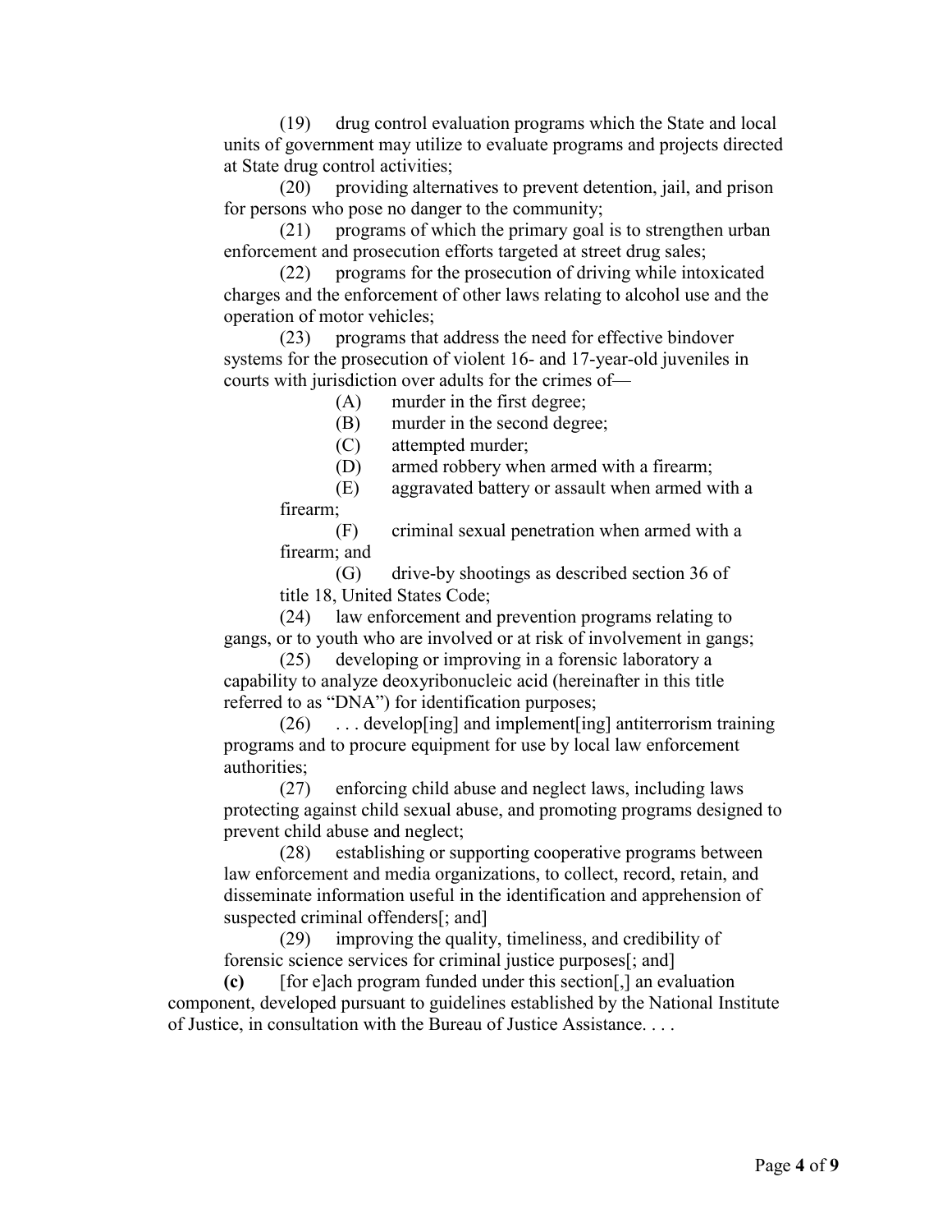(19) drug control evaluation programs which the State and local units of government may utilize to evaluate programs and projects directed at State drug control activities;

(20) providing alternatives to prevent detention, jail, and prison for persons who pose no danger to the community;

(21) programs of which the primary goal is to strengthen urban enforcement and prosecution efforts targeted at street drug sales;

(22) programs for the prosecution of driving while intoxicated charges and the enforcement of other laws relating to alcohol use and the operation of motor vehicles;

(23) programs that address the need for effective bindover systems for the prosecution of violent 16- and 17-year-old juveniles in courts with jurisdiction over adults for the crimes of—

> (A) murder in the first degree;
>
> (B) murder in the second degree;
>
> (C) attempted murder;
>
> (D) armed robbery when armed with a firearm;
>
> (E) aggravated battery or assault when armed with a firearm;
>
> (F) criminal sexual penetration when armed with a firearm; and
>
> (G) drive-by shootings as described section 36 of title 18, United States Code;

(24) law enforcement and prevention programs relating to gangs, or to youth who are involved or at risk of involvement in gangs;

(25) developing or improving in a forensic laboratory a capability to analyze deoxyribonucleic acid (hereinafter in this title referred to as "DNA") for identification purposes;

(26) . . . develop[ing] and implement[ing] antiterrorism training programs and to procure equipment for use by local law enforcement authorities;

(27) enforcing child abuse and neglect laws, including laws protecting against child sexual abuse, and promoting programs designed to prevent child abuse and neglect;

(28) establishing or supporting cooperative programs between law enforcement and media organizations, to collect, record, retain, and disseminate information useful in the identification and apprehension of suspected criminal offenders[; and]

(29) improving the quality, timeliness, and credibility of forensic science services for criminal justice purposes[; and]

**(c)** [for e]ach program funded under this section[,] an evaluation component, developed pursuant to guidelines established by the National Institute of Justice, in consultation with the Bureau of Justice Assistance. . . .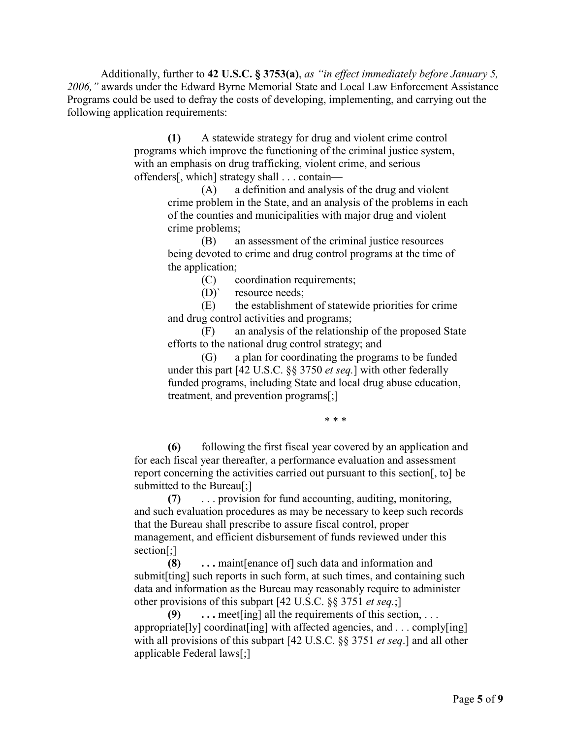Additionally, further to **42 U.S.C. § 3753(a)**, *as "in effect immediately before January 5, 2006,"* awards under the Edward Byrne Memorial State and Local Law Enforcement Assistance Programs could be used to defray the costs of developing, implementing, and carrying out the following application requirements:

> **(1)** A statewide strategy for drug and violent crime control programs which improve the functioning of the criminal justice system, with an emphasis on drug trafficking, violent crime, and serious offenders[, which] strategy shall . . . contain—
>
> > (A) a definition and analysis of the drug and violent crime problem in the State, and an analysis of the problems in each of the counties and municipalities with major drug and violent crime problems;
> >
> > (B) an assessment of the criminal justice resources being devoted to crime and drug control programs at the time of the application;
> >
> > (C) coordination requirements;
> >
> > (D)` resource needs;
> >
> > (E) the establishment of statewide priorities for crime and drug control activities and programs;
> >
> > (F) an analysis of the relationship of the proposed State efforts to the national drug control strategy; and
> >
> > (G) a plan for coordinating the programs to be funded under this part [42 U.S.C. §§ 3750 *et seq.*] with other federally funded programs, including State and local drug abuse education, treatment, and prevention programs[;]
>
> \* \* \*
>
> **(6)** following the first fiscal year covered by an application and for each fiscal year thereafter, a performance evaluation and assessment report concerning the activities carried out pursuant to this section[, to] be submitted to the Bureau[;]
>
> **(7)** . . . provision for fund accounting, auditing, monitoring, and such evaluation procedures as may be necessary to keep such records that the Bureau shall prescribe to assure fiscal control, proper management, and efficient disbursement of funds reviewed under this section[;]
>
> **(8)** **. . .** maint[enance of] such data and information and submit[ting] such reports in such form, at such times, and containing such data and information as the Bureau may reasonably require to administer other provisions of this subpart [42 U.S.C. §§ 3751 *et seq.*;]
>
> **(9)** **. . .** meet[ing] all the requirements of this section, . . . appropriate[ly] coordinat[ing] with affected agencies, and . . . comply[ing] with all provisions of this subpart [42 U.S.C. §§ 3751 *et seq*.] and all other applicable Federal laws[;]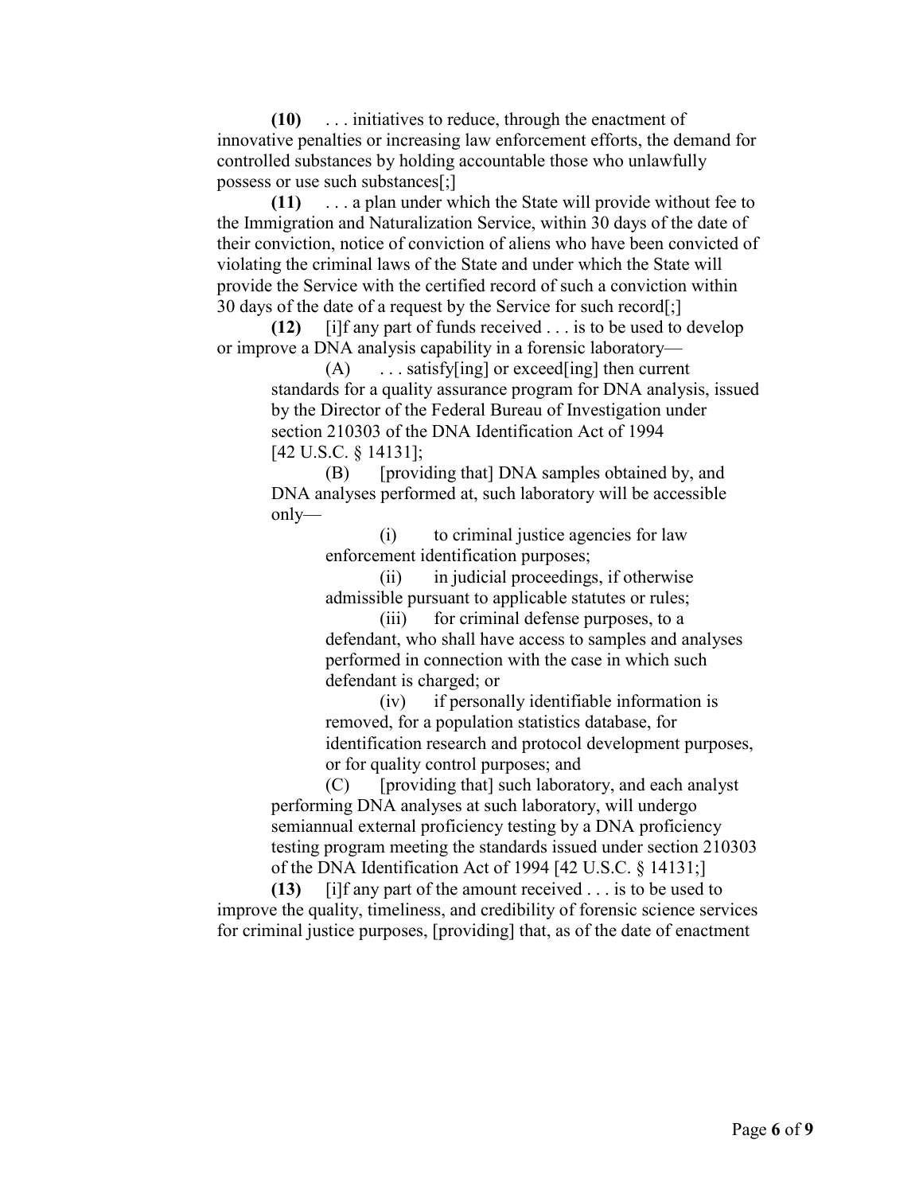**(10)** . . . initiatives to reduce, through the enactment of innovative penalties or increasing law enforcement efforts, the demand for controlled substances by holding accountable those who unlawfully possess or use such substances[;]

**(11)** . . . a plan under which the State will provide without fee to the Immigration and Naturalization Service, within 30 days of the date of their conviction, notice of conviction of aliens who have been convicted of violating the criminal laws of the State and under which the State will provide the Service with the certified record of such a conviction within 30 days of the date of a request by the Service for such record[;]

**(12)** [i]f any part of funds received . . . is to be used to develop or improve a DNA analysis capability in a forensic laboratory—

> (A) . . . satisfy[ing] or exceed[ing] then current standards for a quality assurance program for DNA analysis, issued by the Director of the Federal Bureau of Investigation under section 210303 of the DNA Identification Act of 1994 [42 U.S.C. § 14131];
>
> (B) [providing that] DNA samples obtained by, and DNA analyses performed at, such laboratory will be accessible only—
>
> > (i) to criminal justice agencies for law enforcement identification purposes;
> >
> > (ii) in judicial proceedings, if otherwise admissible pursuant to applicable statutes or rules;
> >
> > (iii) for criminal defense purposes, to a defendant, who shall have access to samples and analyses performed in connection with the case in which such defendant is charged; or
> >
> > (iv) if personally identifiable information is removed, for a population statistics database, for identification research and protocol development purposes, or for quality control purposes; and
>
> (C) [providing that] such laboratory, and each analyst performing DNA analyses at such laboratory, will undergo semiannual external proficiency testing by a DNA proficiency testing program meeting the standards issued under section 210303 of the DNA Identification Act of 1994 [42 U.S.C. § 14131;]

**(13)** [i]f any part of the amount received . . . is to be used to improve the quality, timeliness, and credibility of forensic science services for criminal justice purposes, [providing] that, as of the date of enactment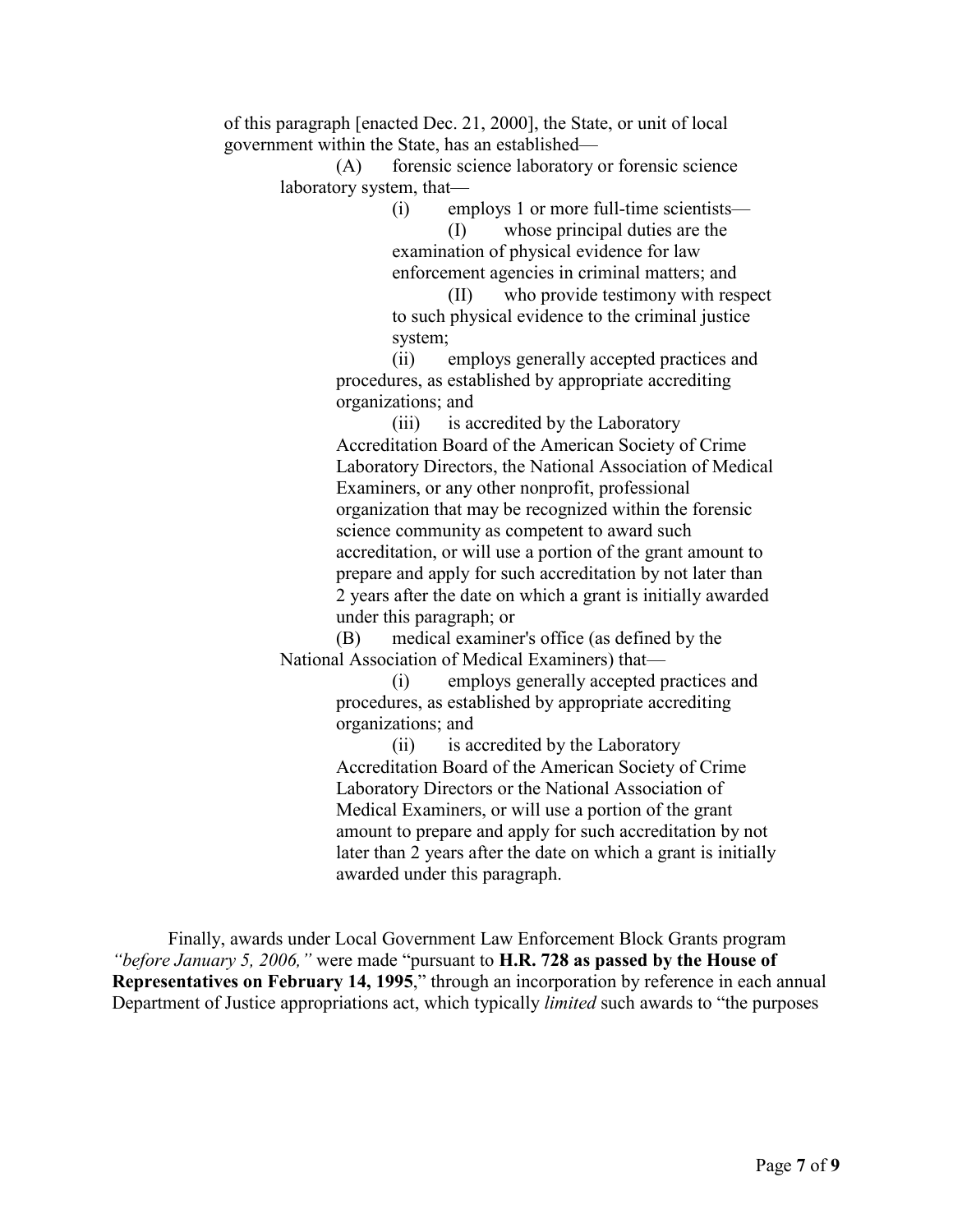of this paragraph [enacted Dec. 21, 2000], the State, or unit of local government within the State, has an established—

(A) forensic science laboratory or forensic science laboratory system, that—

(i) employs 1 or more full-time scientists—

(I) whose principal duties are the examination of physical evidence for law enforcement agencies in criminal matters; and

(II) who provide testimony with respect to such physical evidence to the criminal justice system;

(ii) employs generally accepted practices and procedures, as established by appropriate accrediting organizations; and

(iii) is accredited by the Laboratory Accreditation Board of the American Society of Crime Laboratory Directors, the National Association of Medical Examiners, or any other nonprofit, professional organization that may be recognized within the forensic science community as competent to award such accreditation, or will use a portion of the grant amount to prepare and apply for such accreditation by not later than 2 years after the date on which a grant is initially awarded under this paragraph; or

(B) medical examiner's office (as defined by the National Association of Medical Examiners) that—

(i) employs generally accepted practices and procedures, as established by appropriate accrediting organizations; and

(ii) is accredited by the Laboratory Accreditation Board of the American Society of Crime Laboratory Directors or the National Association of Medical Examiners, or will use a portion of the grant amount to prepare and apply for such accreditation by not later than 2 years after the date on which a grant is initially awarded under this paragraph.

Finally, awards under Local Government Law Enforcement Block Grants program *"before January 5, 2006,"* were made "pursuant to **H.R. 728 as passed by the House of Representatives on February 14, 1995**," through an incorporation by reference in each annual Department of Justice appropriations act, which typically *limited* such awards to "the purposes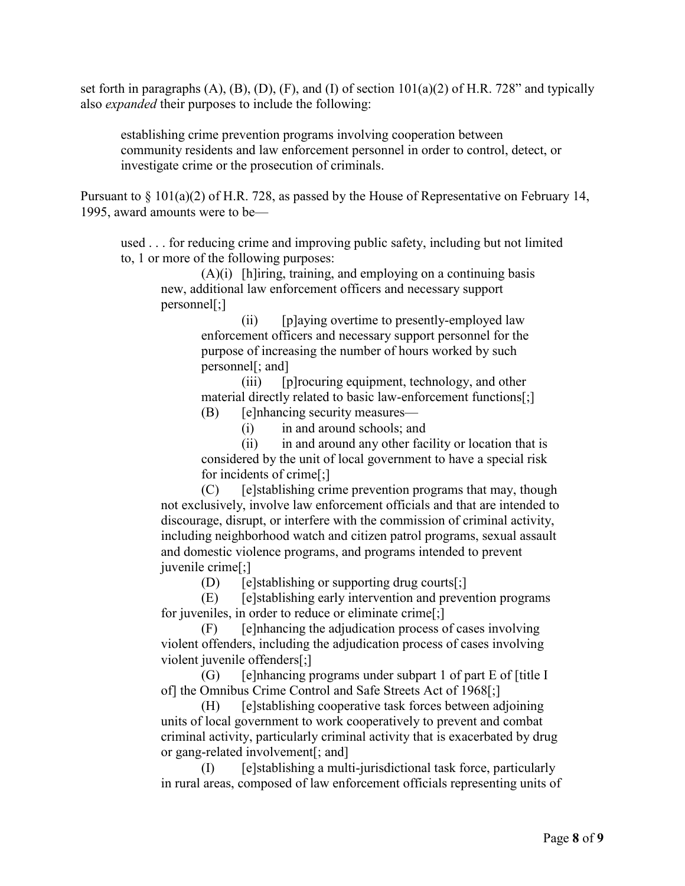set forth in paragraphs (A), (B), (D), (F), and (I) of section 101(a)(2) of H.R. 728" and typically also *expanded* their purposes to include the following:

> establishing crime prevention programs involving cooperation between community residents and law enforcement personnel in order to control, detect, or investigate crime or the prosecution of criminals.

Pursuant to § 101(a)(2) of H.R. 728, as passed by the House of Representative on February 14, 1995, award amounts were to be—

> used . . . for reducing crime and improving public safety, including but not limited to, 1 or more of the following purposes:
>
> (A)(i) [h]iring, training, and employing on a continuing basis new, additional law enforcement officers and necessary support personnel[;]
>
> (ii) [p]aying overtime to presently-employed law enforcement officers and necessary support personnel for the purpose of increasing the number of hours worked by such personnel[; and]
>
> (iii) [p]rocuring equipment, technology, and other material directly related to basic law-enforcement functions[;]
>
> (B) [e]nhancing security measures—
>
> (i) in and around schools; and
>
> (ii) in and around any other facility or location that is considered by the unit of local government to have a special risk for incidents of crime[;]
>
> (C) [e]stablishing crime prevention programs that may, though not exclusively, involve law enforcement officials and that are intended to discourage, disrupt, or interfere with the commission of criminal activity, including neighborhood watch and citizen patrol programs, sexual assault and domestic violence programs, and programs intended to prevent juvenile crime[;]
>
> (D) [e]stablishing or supporting drug courts[;]
>
> (E) [e]stablishing early intervention and prevention programs for juveniles, in order to reduce or eliminate crime[;]
>
> (F) [e]nhancing the adjudication process of cases involving violent offenders, including the adjudication process of cases involving violent juvenile offenders[;]
>
> (G) [e]nhancing programs under subpart 1 of part E of [title I of] the Omnibus Crime Control and Safe Streets Act of 1968[;]
>
> (H) [e]stablishing cooperative task forces between adjoining units of local government to work cooperatively to prevent and combat criminal activity, particularly criminal activity that is exacerbated by drug or gang-related involvement[; and]
>
> (I) [e]stablishing a multi-jurisdictional task force, particularly in rural areas, composed of law enforcement officials representing units of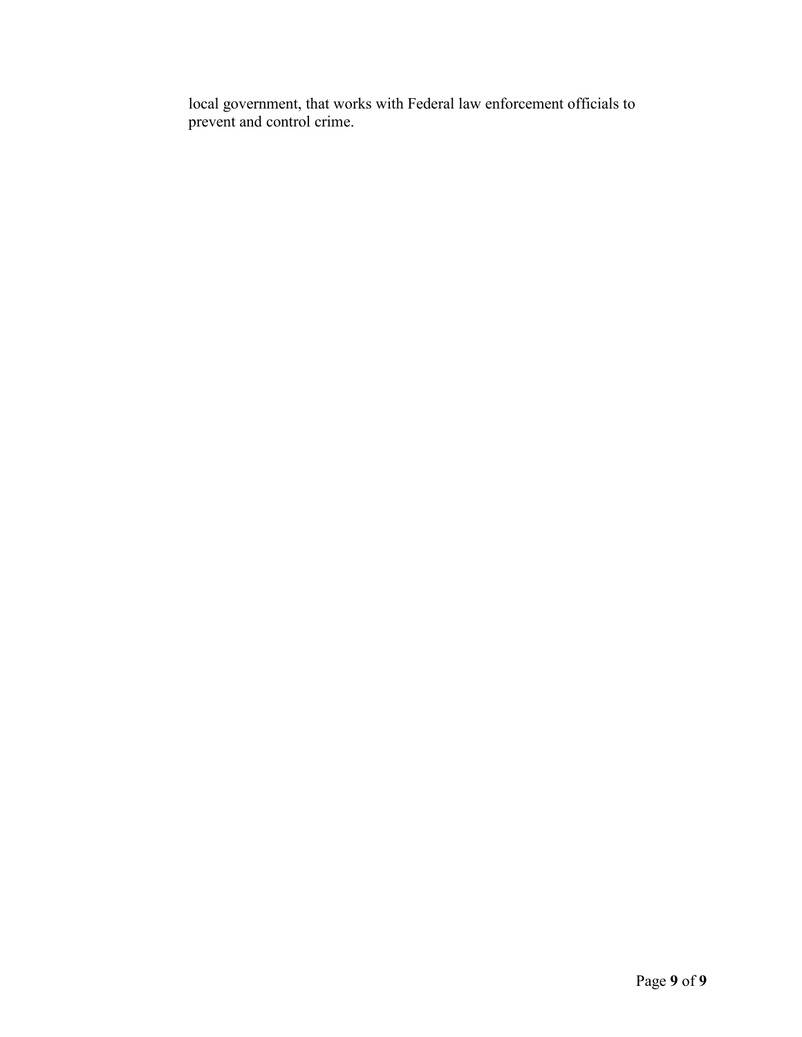local government, that works with Federal law enforcement officials to prevent and control crime.